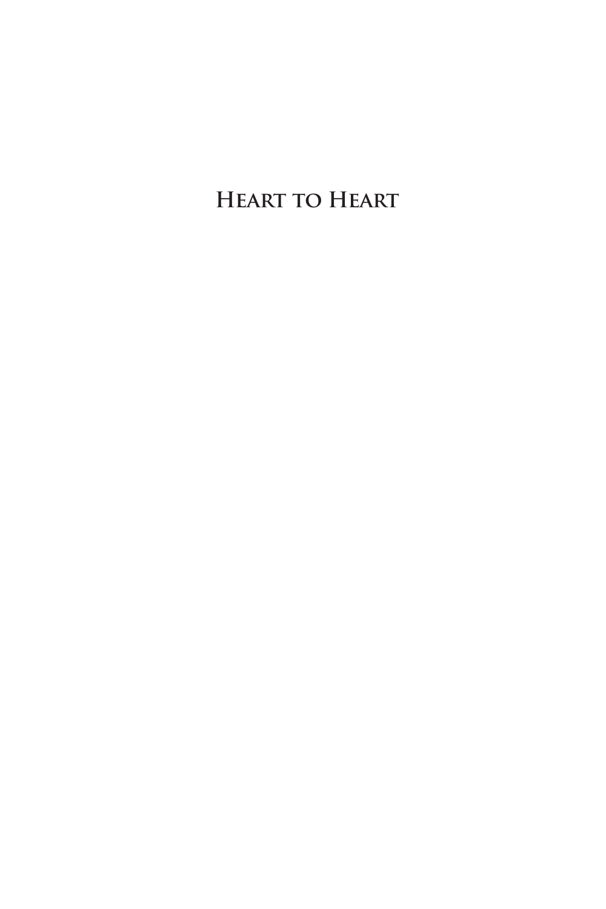# Heart to Heart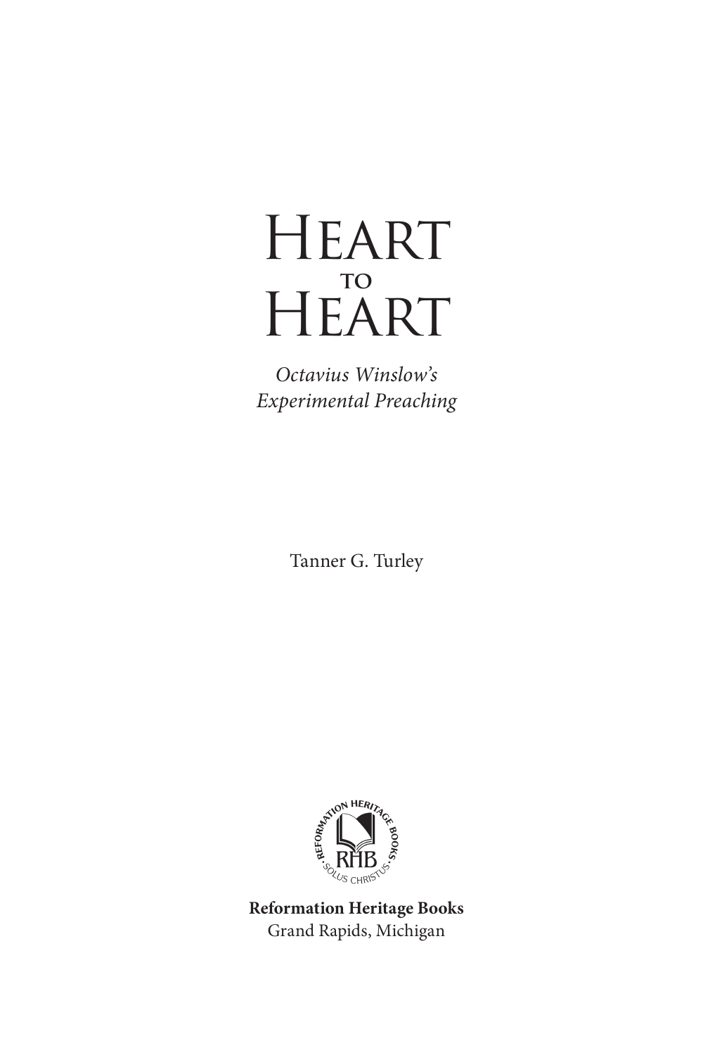# Heart to Heart

*Octavius Winslow's Experimental Preaching*

Tanner G. Turley

**Reformation Heritage Books**
Grand Rapids, Michigan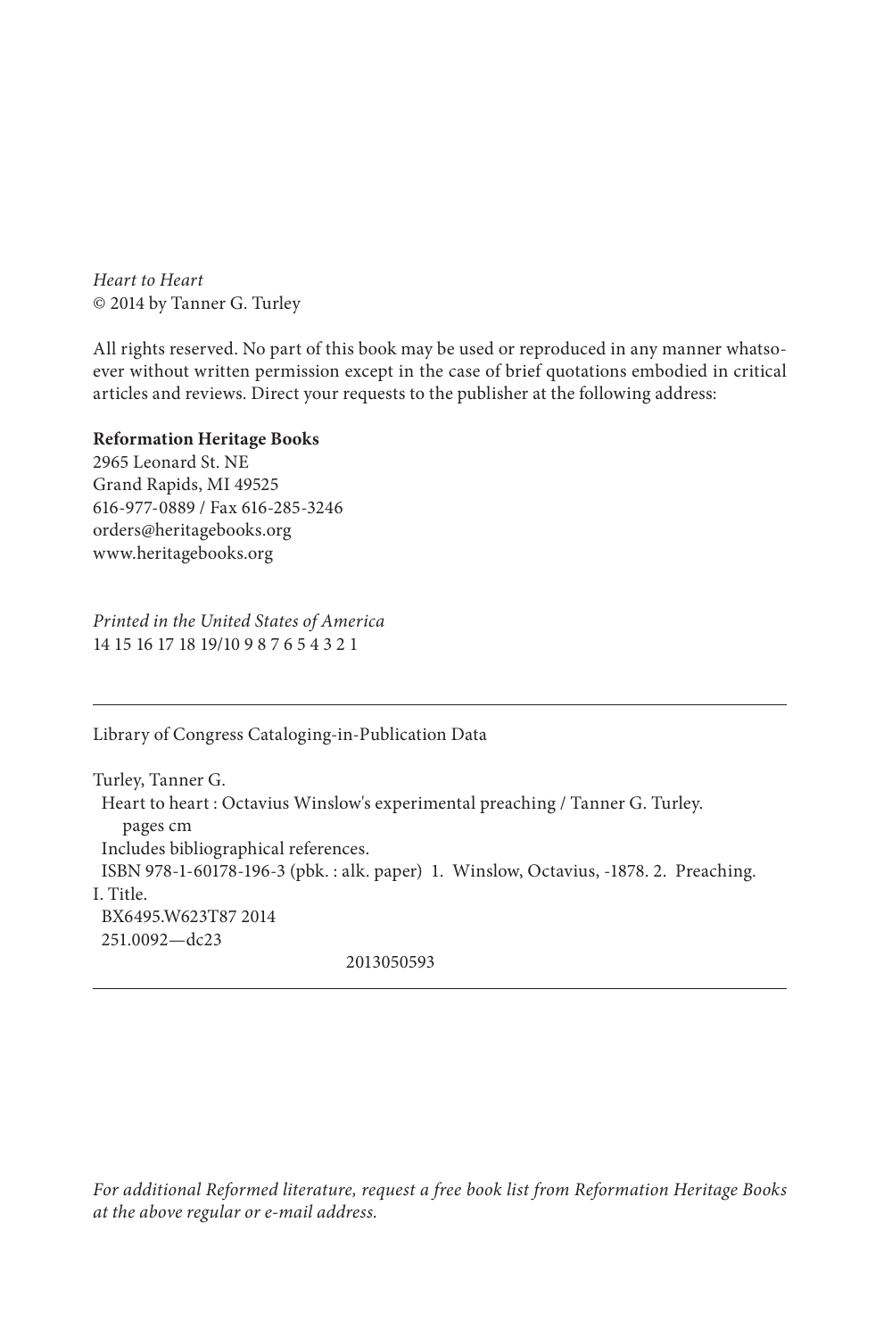*Heart to Heart*
© 2014 by Tanner G. Turley

All rights reserved. No part of this book may be used or reproduced in any manner whatsoever without written permission except in the case of brief quotations embodied in critical articles and reviews. Direct your requests to the publisher at the following address:

**Reformation Heritage Books**
2965 Leonard St. NE
Grand Rapids, MI 49525
616-977-0889 / Fax 616-285-3246
orders@heritagebooks.org
www.heritagebooks.org

*Printed in the United States of America*
14 15 16 17 18 19/10 9 8 7 6 5 4 3 2 1

---

Library of Congress Cataloging-in-Publication Data

Turley, Tanner G.
Heart to heart : Octavius Winslow's experimental preaching / Tanner G. Turley.
pages cm
Includes bibliographical references.
ISBN 978-1-60178-196-3 (pbk. : alk. paper) 1. Winslow, Octavius, -1878. 2. Preaching.
I. Title.
BX6495.W623T87 2014
251.0092—dc23

2013050593

---

*For additional Reformed literature, request a free book list from Reformation Heritage Books at the above regular or e-mail address.*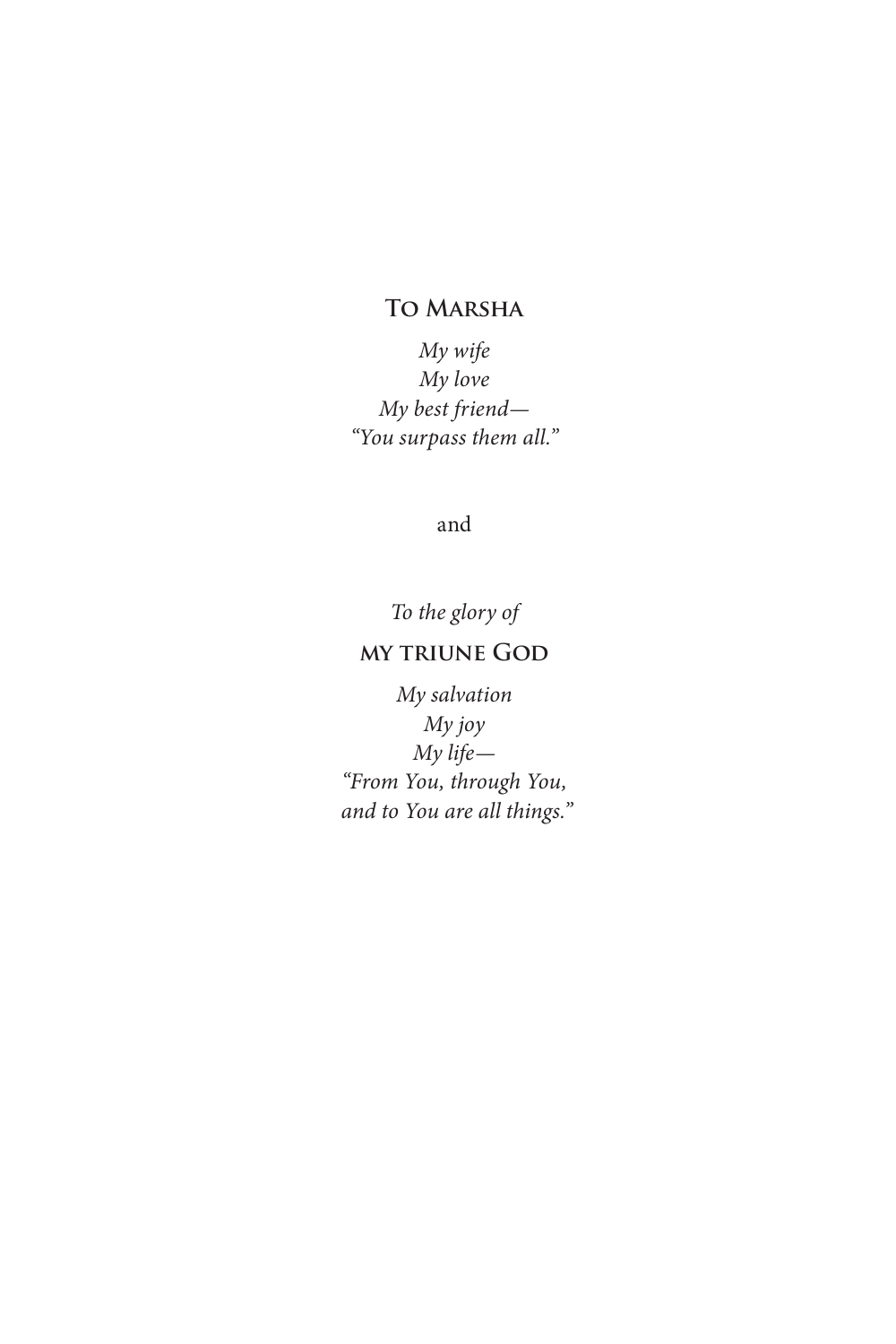**To Marsha**

*My wife*
*My love*
*My best friend—*
*"You surpass them all."*

and

*To the glory of*

**my triune God**

*My salvation*
*My joy*
*My life—*
*"From You, through You,*
*and to You are all things."*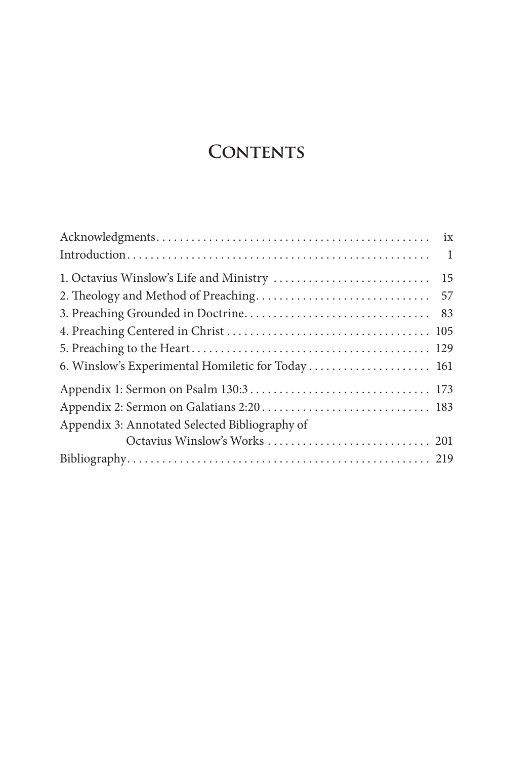# Contents

Acknowledgments . . . . . . . . . . ix

Introduction . . . . . . . . . . 1

1. Octavius Winslow's Life and Ministry . . . . . . . . . . 15
2. Theology and Method of Preaching . . . . . . . . . . 57
3. Preaching Grounded in Doctrine . . . . . . . . . . 83
4. Preaching Centered in Christ . . . . . . . . . . 105
5. Preaching to the Heart . . . . . . . . . . 129
6. Winslow's Experimental Homiletic for Today . . . . . . . . . . 161

Appendix 1: Sermon on Psalm 130:3 . . . . . . . . . . 173

Appendix 2: Sermon on Galatians 2:20 . . . . . . . . . . 183

Appendix 3: Annotated Selected Bibliography of Octavius Winslow's Works . . . . . . . . . . 201

Bibliography . . . . . . . . . . 219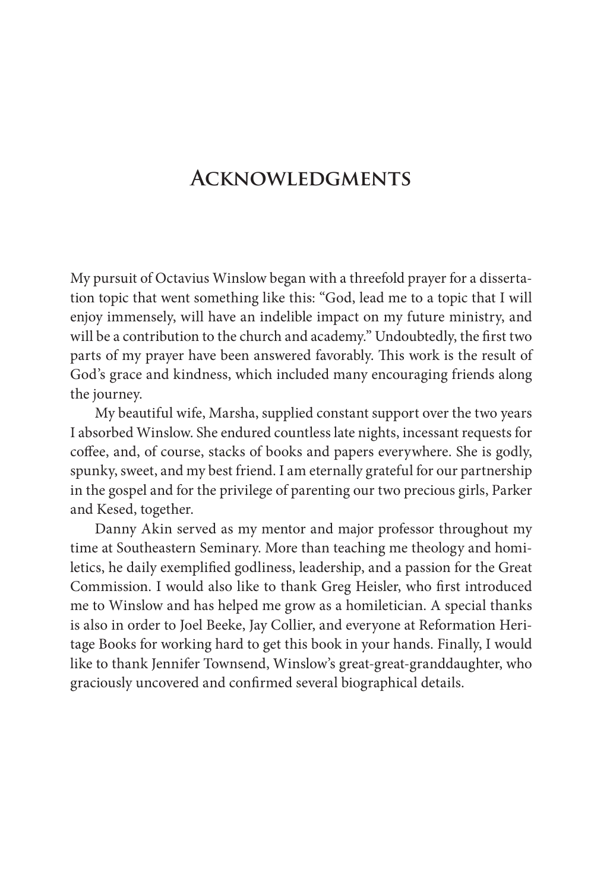# Acknowledgments

My pursuit of Octavius Winslow began with a threefold prayer for a dissertation topic that went something like this: "God, lead me to a topic that I will enjoy immensely, will have an indelible impact on my future ministry, and will be a contribution to the church and academy." Undoubtedly, the first two parts of my prayer have been answered favorably. This work is the result of God's grace and kindness, which included many encouraging friends along the journey.

My beautiful wife, Marsha, supplied constant support over the two years I absorbed Winslow. She endured countless late nights, incessant requests for coffee, and, of course, stacks of books and papers everywhere. She is godly, spunky, sweet, and my best friend. I am eternally grateful for our partnership in the gospel and for the privilege of parenting our two precious girls, Parker and Kesed, together.

Danny Akin served as my mentor and major professor throughout my time at Southeastern Seminary. More than teaching me theology and homiletics, he daily exemplified godliness, leadership, and a passion for the Great Commission. I would also like to thank Greg Heisler, who first introduced me to Winslow and has helped me grow as a homiletician. A special thanks is also in order to Joel Beeke, Jay Collier, and everyone at Reformation Heritage Books for working hard to get this book in your hands. Finally, I would like to thank Jennifer Townsend, Winslow's great-great-granddaughter, who graciously uncovered and confirmed several biographical details.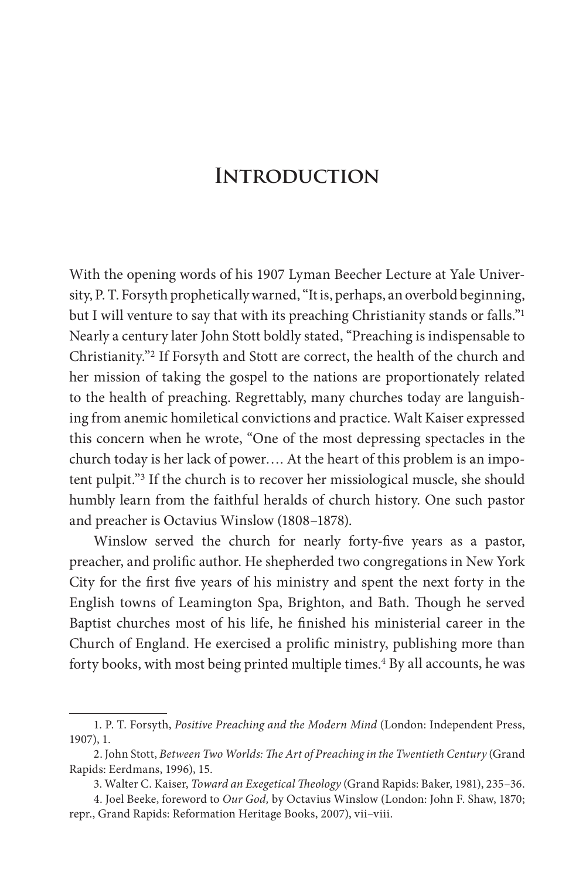# Introduction

With the opening words of his 1907 Lyman Beecher Lecture at Yale University, P. T. Forsyth prophetically warned, "It is, perhaps, an overbold beginning, but I will venture to say that with its preaching Christianity stands or falls."[1] Nearly a century later John Stott boldly stated, "Preaching is indispensable to Christianity."[2] If Forsyth and Stott are correct, the health of the church and her mission of taking the gospel to the nations are proportionately related to the health of preaching. Regrettably, many churches today are languishing from anemic homiletical convictions and practice. Walt Kaiser expressed this concern when he wrote, "One of the most depressing spectacles in the church today is her lack of power.... At the heart of this problem is an impotent pulpit."[3] If the church is to recover her missiological muscle, she should humbly learn from the faithful heralds of church history. One such pastor and preacher is Octavius Winslow (1808–1878).

Winslow served the church for nearly forty-five years as a pastor, preacher, and prolific author. He shepherded two congregations in New York City for the first five years of his ministry and spent the next forty in the English towns of Leamington Spa, Brighton, and Bath. Though he served Baptist churches most of his life, he finished his ministerial career in the Church of England. He exercised a prolific ministry, publishing more than forty books, with most being printed multiple times.[4] By all accounts, he was

1. P. T. Forsyth, *Positive Preaching and the Modern Mind* (London: Independent Press, 1907), 1.

2. John Stott, *Between Two Worlds: The Art of Preaching in the Twentieth Century* (Grand Rapids: Eerdmans, 1996), 15.

3. Walter C. Kaiser, *Toward an Exegetical Theology* (Grand Rapids: Baker, 1981), 235–36.

4. Joel Beeke, foreword to *Our God,* by Octavius Winslow (London: John F. Shaw, 1870; repr., Grand Rapids: Reformation Heritage Books, 2007), vii–viii.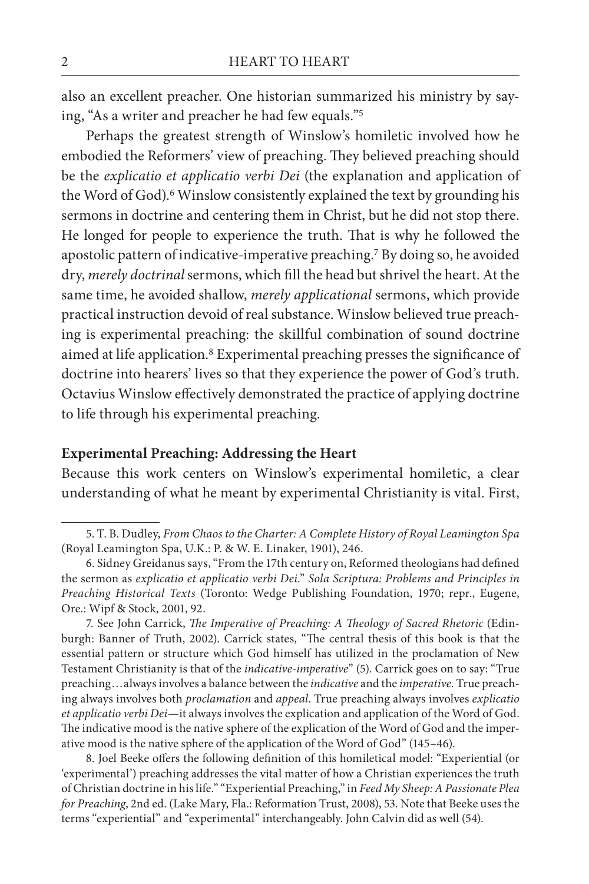also an excellent preacher. One historian summarized his ministry by saying, "As a writer and preacher he had few equals."[5]

Perhaps the greatest strength of Winslow's homiletic involved how he embodied the Reformers' view of preaching. They believed preaching should be the *explicatio et applicatio verbi Dei* (the explanation and application of the Word of God).[6] Winslow consistently explained the text by grounding his sermons in doctrine and centering them in Christ, but he did not stop there. He longed for people to experience the truth. That is why he followed the apostolic pattern of indicative-imperative preaching.[7] By doing so, he avoided dry, *merely doctrinal* sermons, which fill the head but shrivel the heart. At the same time, he avoided shallow, *merely applicational* sermons, which provide practical instruction devoid of real substance. Winslow believed true preaching is experimental preaching: the skillful combination of sound doctrine aimed at life application.[8] Experimental preaching presses the significance of doctrine into hearers' lives so that they experience the power of God's truth. Octavius Winslow effectively demonstrated the practice of applying doctrine to life through his experimental preaching.

**Experimental Preaching: Addressing the Heart**

Because this work centers on Winslow's experimental homiletic, a clear understanding of what he meant by experimental Christianity is vital. First,

---

5. T. B. Dudley, *From Chaos to the Charter: A Complete History of Royal Leamington Spa* (Royal Leamington Spa, U.K.: P. & W. E. Linaker, 1901), 246.

6. Sidney Greidanus says, "From the 17th century on, Reformed theologians had defined the sermon as *explicatio et applicatio verbi Dei*." *Sola Scriptura: Problems and Principles in Preaching Historical Texts* (Toronto: Wedge Publishing Foundation, 1970; repr., Eugene, Ore.: Wipf & Stock, 2001, 92.

7. See John Carrick, *The Imperative of Preaching: A Theology of Sacred Rhetoric* (Edinburgh: Banner of Truth, 2002). Carrick states, "The central thesis of this book is that the essential pattern or structure which God himself has utilized in the proclamation of New Testament Christianity is that of the *indicative-imperative*" (5). Carrick goes on to say: "True preaching…always involves a balance between the *indicative* and the *imperative*. True preaching always involves both *proclamation* and *appeal*. True preaching always involves *explicatio et applicatio verbi Dei*—it always involves the explication and application of the Word of God. The indicative mood is the native sphere of the explication of the Word of God and the imperative mood is the native sphere of the application of the Word of God" (145–46).

8. Joel Beeke offers the following definition of this homiletical model: "Experiential (or 'experimental') preaching addresses the vital matter of how a Christian experiences the truth of Christian doctrine in his life." "Experiential Preaching," in *Feed My Sheep: A Passionate Plea for Preaching*, 2nd ed. (Lake Mary, Fla.: Reformation Trust, 2008), 53. Note that Beeke uses the terms "experiential" and "experimental" interchangeably. John Calvin did as well (54).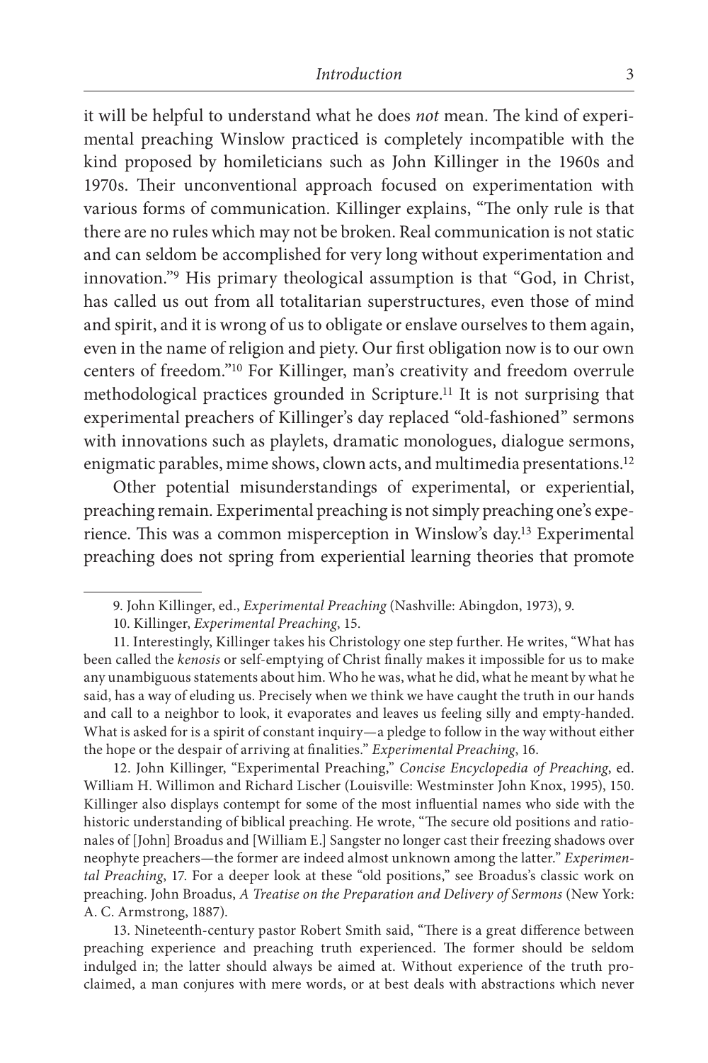it will be helpful to understand what he does *not* mean. The kind of experimental preaching Winslow practiced is completely incompatible with the kind proposed by homileticians such as John Killinger in the 1960s and 1970s. Their unconventional approach focused on experimentation with various forms of communication. Killinger explains, "The only rule is that there are no rules which may not be broken. Real communication is not static and can seldom be accomplished for very long without experimentation and innovation."[9] His primary theological assumption is that "God, in Christ, has called us out from all totalitarian superstructures, even those of mind and spirit, and it is wrong of us to obligate or enslave ourselves to them again, even in the name of religion and piety. Our first obligation now is to our own centers of freedom."[10] For Killinger, man's creativity and freedom overrule methodological practices grounded in Scripture.[11] It is not surprising that experimental preachers of Killinger's day replaced "old-fashioned" sermons with innovations such as playlets, dramatic monologues, dialogue sermons, enigmatic parables, mime shows, clown acts, and multimedia presentations.[12]

Other potential misunderstandings of experimental, or experiential, preaching remain. Experimental preaching is not simply preaching one's experience. This was a common misperception in Winslow's day.[13] Experimental preaching does not spring from experiential learning theories that promote

---

9. John Killinger, ed., *Experimental Preaching* (Nashville: Abingdon, 1973), 9.

10. Killinger, *Experimental Preaching*, 15.

11. Interestingly, Killinger takes his Christology one step further. He writes, "What has been called the *kenosis* or self-emptying of Christ finally makes it impossible for us to make any unambiguous statements about him. Who he was, what he did, what he meant by what he said, has a way of eluding us. Precisely when we think we have caught the truth in our hands and call to a neighbor to look, it evaporates and leaves us feeling silly and empty-handed. What is asked for is a spirit of constant inquiry—a pledge to follow in the way without either the hope or the despair of arriving at finalities." *Experimental Preaching*, 16.

12. John Killinger, "Experimental Preaching," *Concise Encyclopedia of Preaching*, ed. William H. Willimon and Richard Lischer (Louisville: Westminster John Knox, 1995), 150. Killinger also displays contempt for some of the most influential names who side with the historic understanding of biblical preaching. He wrote, "The secure old positions and rationales of [John] Broadus and [William E.] Sangster no longer cast their freezing shadows over neophyte preachers—the former are indeed almost unknown among the latter." *Experimental Preaching*, 17. For a deeper look at these "old positions," see Broadus's classic work on preaching. John Broadus, *A Treatise on the Preparation and Delivery of Sermons* (New York: A. C. Armstrong, 1887).

13. Nineteenth-century pastor Robert Smith said, "There is a great difference between preaching experience and preaching truth experienced. The former should be seldom indulged in; the latter should always be aimed at. Without experience of the truth proclaimed, a man conjures with mere words, or at best deals with abstractions which never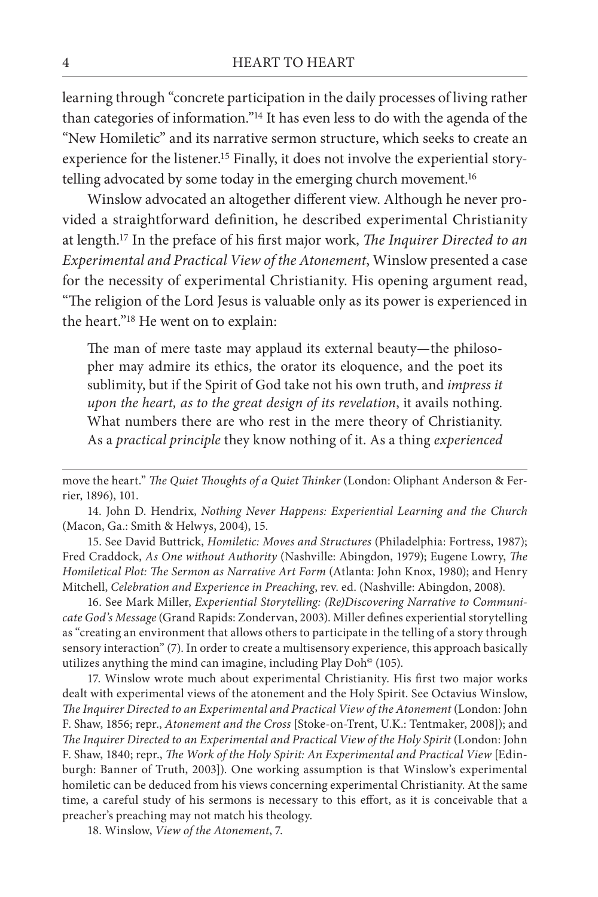learning through "concrete participation in the daily processes of living rather than categories of information."[14] It has even less to do with the agenda of the "New Homiletic" and its narrative sermon structure, which seeks to create an experience for the listener.[15] Finally, it does not involve the experiential storytelling advocated by some today in the emerging church movement.[16]

Winslow advocated an altogether different view. Although he never provided a straightforward definition, he described experimental Christianity at length.[17] In the preface of his first major work, *The Inquirer Directed to an Experimental and Practical View of the Atonement*, Winslow presented a case for the necessity of experimental Christianity. His opening argument read, "The religion of the Lord Jesus is valuable only as its power is experienced in the heart."[18] He went on to explain:

> The man of mere taste may applaud its external beauty—the philosopher may admire its ethics, the orator its eloquence, and the poet its sublimity, but if the Spirit of God take not his own truth, and *impress it upon the heart, as to the great design of its revelation*, it avails nothing. What numbers there are who rest in the mere theory of Christianity. As a *practical principle* they know nothing of it. As a thing *experienced*

---

move the heart." *The Quiet Thoughts of a Quiet Thinker* (London: Oliphant Anderson & Ferrier, 1896), 101.

14. John D. Hendrix, *Nothing Never Happens: Experiential Learning and the Church* (Macon, Ga.: Smith & Helwys, 2004), 15.

15. See David Buttrick, *Homiletic: Moves and Structures* (Philadelphia: Fortress, 1987); Fred Craddock, *As One without Authority* (Nashville: Abingdon, 1979); Eugene Lowry, *The Homiletical Plot: The Sermon as Narrative Art Form* (Atlanta: John Knox, 1980); and Henry Mitchell, *Celebration and Experience in Preaching*, rev. ed. (Nashville: Abingdon, 2008).

16. See Mark Miller, *Experiential Storytelling: (Re)Discovering Narrative to Communicate God's Message* (Grand Rapids: Zondervan, 2003). Miller defines experiential storytelling as "creating an environment that allows others to participate in the telling of a story through sensory interaction" (7). In order to create a multisensory experience, this approach basically utilizes anything the mind can imagine, including Play Doh© (105).

17. Winslow wrote much about experimental Christianity. His first two major works dealt with experimental views of the atonement and the Holy Spirit. See Octavius Winslow, *The Inquirer Directed to an Experimental and Practical View of the Atonement* (London: John F. Shaw, 1856; repr., *Atonement and the Cross* [Stoke-on-Trent, U.K.: Tentmaker, 2008]); and *The Inquirer Directed to an Experimental and Practical View of the Holy Spirit* (London: John F. Shaw, 1840; repr., *The Work of the Holy Spirit: An Experimental and Practical View* [Edinburgh: Banner of Truth, 2003]). One working assumption is that Winslow's experimental homiletic can be deduced from his views concerning experimental Christianity. At the same time, a careful study of his sermons is necessary to this effort, as it is conceivable that a preacher's preaching may not match his theology.

18. Winslow, *View of the Atonement*, 7.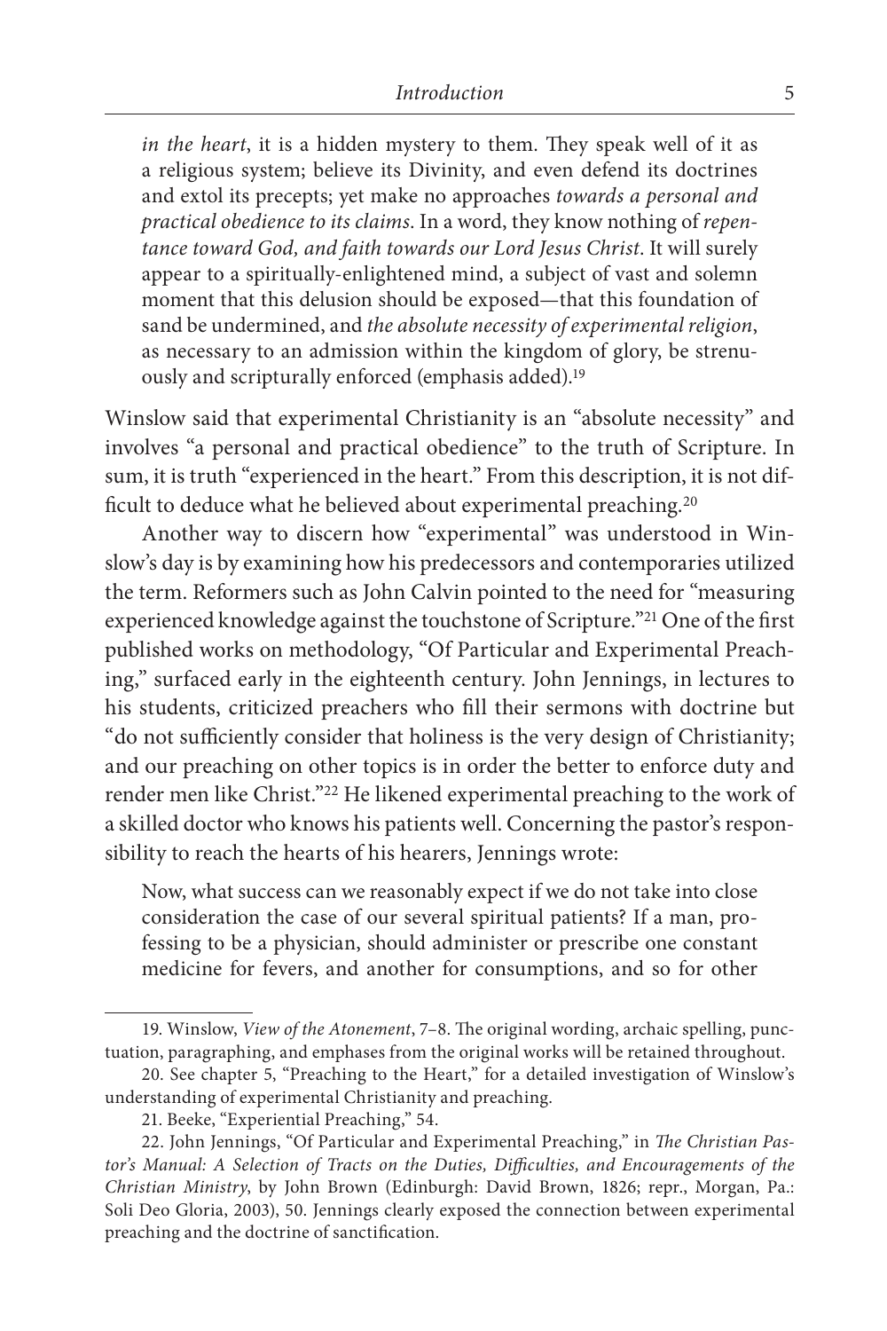> *in the heart*, it is a hidden mystery to them. They speak well of it as a religious system; believe its Divinity, and even defend its doctrines and extol its precepts; yet make no approaches *towards a personal and practical obedience to its claims*. In a word, they know nothing of *repentance toward God, and faith towards our Lord Jesus Christ*. It will surely appear to a spiritually-enlightened mind, a subject of vast and solemn moment that this delusion should be exposed—that this foundation of sand be undermined, and *the absolute necessity of experimental religion*, as necessary to an admission within the kingdom of glory, be strenuously and scripturally enforced (emphasis added).[19]

Winslow said that experimental Christianity is an "absolute necessity" and involves "a personal and practical obedience" to the truth of Scripture. In sum, it is truth "experienced in the heart." From this description, it is not difficult to deduce what he believed about experimental preaching.[20]

Another way to discern how "experimental" was understood in Winslow's day is by examining how his predecessors and contemporaries utilized the term. Reformers such as John Calvin pointed to the need for "measuring experienced knowledge against the touchstone of Scripture."[21] One of the first published works on methodology, "Of Particular and Experimental Preaching," surfaced early in the eighteenth century. John Jennings, in lectures to his students, criticized preachers who fill their sermons with doctrine but "do not sufficiently consider that holiness is the very design of Christianity; and our preaching on other topics is in order the better to enforce duty and render men like Christ."[22] He likened experimental preaching to the work of a skilled doctor who knows his patients well. Concerning the pastor's responsibility to reach the hearts of his hearers, Jennings wrote:

> Now, what success can we reasonably expect if we do not take into close consideration the case of our several spiritual patients? If a man, professing to be a physician, should administer or prescribe one constant medicine for fevers, and another for consumptions, and so for other

---

19. Winslow, *View of the Atonement*, 7–8. The original wording, archaic spelling, punctuation, paragraphing, and emphases from the original works will be retained throughout.

20. See chapter 5, "Preaching to the Heart," for a detailed investigation of Winslow's understanding of experimental Christianity and preaching.

21. Beeke, "Experiential Preaching," 54.

22. John Jennings, "Of Particular and Experimental Preaching," in *The Christian Pastor's Manual: A Selection of Tracts on the Duties, Difficulties, and Encouragements of the Christian Ministry*, by John Brown (Edinburgh: David Brown, 1826; repr., Morgan, Pa.: Soli Deo Gloria, 2003), 50. Jennings clearly exposed the connection between experimental preaching and the doctrine of sanctification.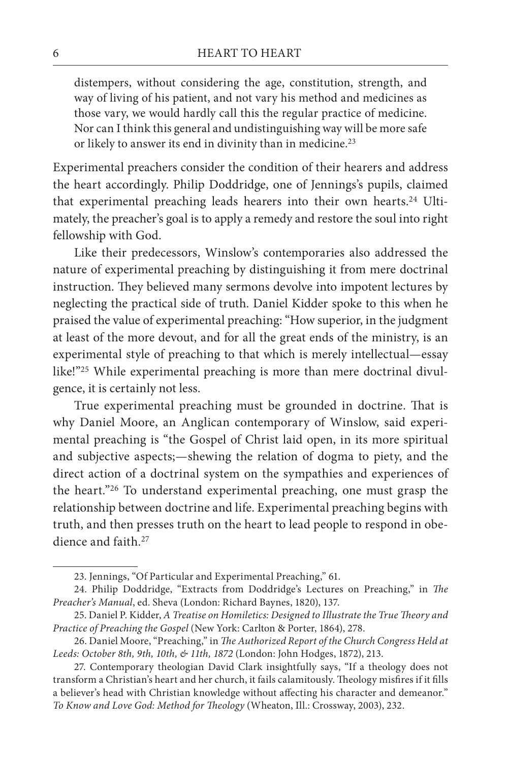> distempers, without considering the age, constitution, strength, and way of living of his patient, and not vary his method and medicines as those vary, we would hardly call this the regular practice of medicine. Nor can I think this general and undistinguishing way will be more safe or likely to answer its end in divinity than in medicine.[23]

Experimental preachers consider the condition of their hearers and address the heart accordingly. Philip Doddridge, one of Jennings's pupils, claimed that experimental preaching leads hearers into their own hearts.[24] Ultimately, the preacher's goal is to apply a remedy and restore the soul into right fellowship with God.

Like their predecessors, Winslow's contemporaries also addressed the nature of experimental preaching by distinguishing it from mere doctrinal instruction. They believed many sermons devolve into impotent lectures by neglecting the practical side of truth. Daniel Kidder spoke to this when he praised the value of experimental preaching: "How superior, in the judgment at least of the more devout, and for all the great ends of the ministry, is an experimental style of preaching to that which is merely intellectual—essay like!"[25] While experimental preaching is more than mere doctrinal divulgence, it is certainly not less.

True experimental preaching must be grounded in doctrine. That is why Daniel Moore, an Anglican contemporary of Winslow, said experimental preaching is "the Gospel of Christ laid open, in its more spiritual and subjective aspects;—shewing the relation of dogma to piety, and the direct action of a doctrinal system on the sympathies and experiences of the heart."[26] To understand experimental preaching, one must grasp the relationship between doctrine and life. Experimental preaching begins with truth, and then presses truth on the heart to lead people to respond in obedience and faith.[27]

---

23. Jennings, "Of Particular and Experimental Preaching," 61.

24. Philip Doddridge, "Extracts from Doddridge's Lectures on Preaching," in *The Preacher's Manual*, ed. Sheva (London: Richard Baynes, 1820), 137.

25. Daniel P. Kidder, *A Treatise on Homiletics: Designed to Illustrate the True Theory and Practice of Preaching the Gospel* (New York: Carlton & Porter, 1864), 278.

26. Daniel Moore, "Preaching," in *The Authorized Report of the Church Congress Held at Leeds: October 8th, 9th, 10th, & 11th, 1872* (London: John Hodges, 1872), 213.

27. Contemporary theologian David Clark insightfully says, "If a theology does not transform a Christian's heart and her church, it fails calamitously. Theology misfires if it fills a believer's head with Christian knowledge without affecting his character and demeanor." *To Know and Love God: Method for Theology* (Wheaton, Ill.: Crossway, 2003), 232.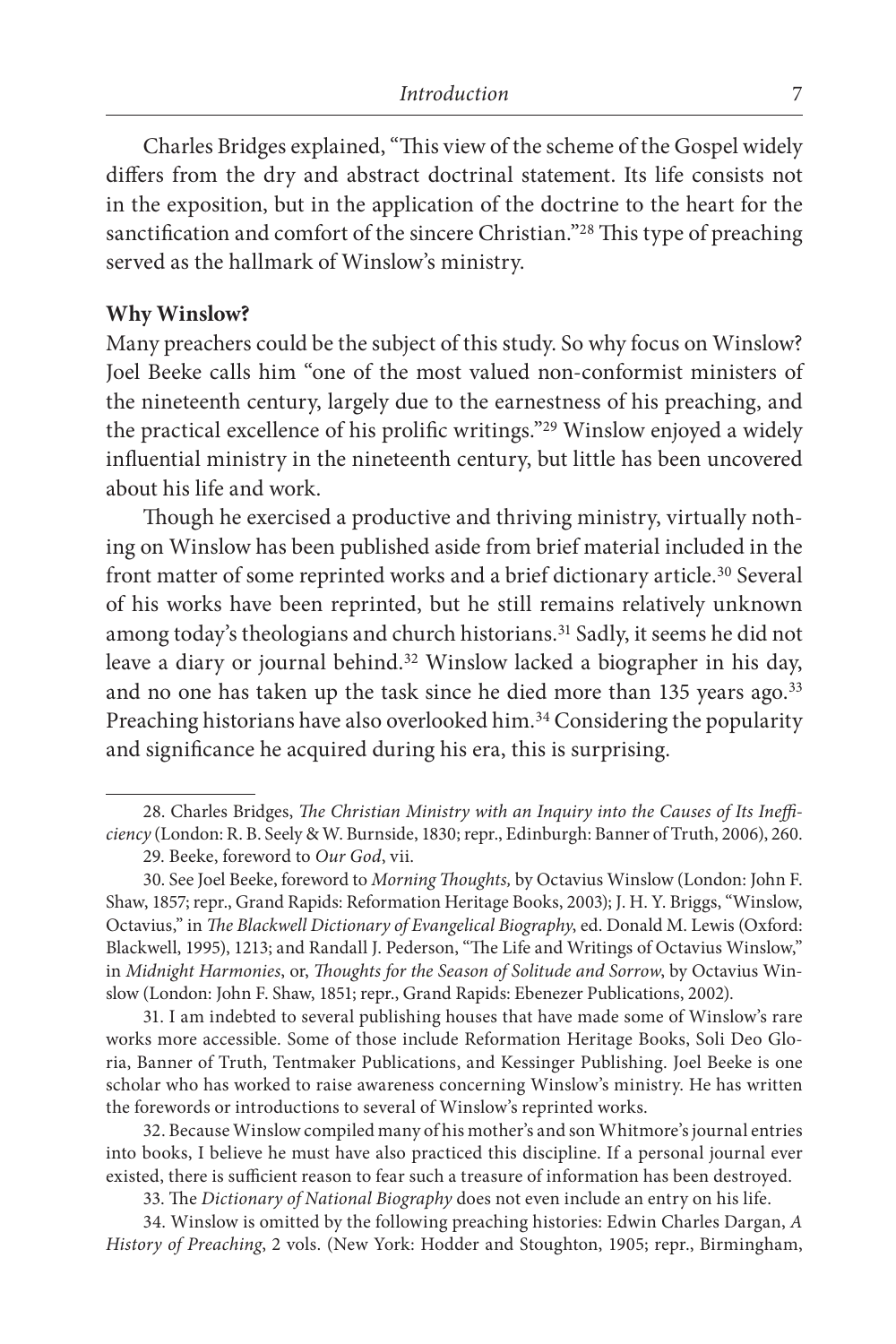Charles Bridges explained, "This view of the scheme of the Gospel widely differs from the dry and abstract doctrinal statement. Its life consists not in the exposition, but in the application of the doctrine to the heart for the sanctification and comfort of the sincere Christian."[28] This type of preaching served as the hallmark of Winslow's ministry.

**Why Winslow?**

Many preachers could be the subject of this study. So why focus on Winslow? Joel Beeke calls him "one of the most valued non-conformist ministers of the nineteenth century, largely due to the earnestness of his preaching, and the practical excellence of his prolific writings."[29] Winslow enjoyed a widely influential ministry in the nineteenth century, but little has been uncovered about his life and work.

Though he exercised a productive and thriving ministry, virtually nothing on Winslow has been published aside from brief material included in the front matter of some reprinted works and a brief dictionary article.[30] Several of his works have been reprinted, but he still remains relatively unknown among today's theologians and church historians.[31] Sadly, it seems he did not leave a diary or journal behind.[32] Winslow lacked a biographer in his day, and no one has taken up the task since he died more than 135 years ago.[33] Preaching historians have also overlooked him.[34] Considering the popularity and significance he acquired during his era, this is surprising.

---

28. Charles Bridges, *The Christian Ministry with an Inquiry into the Causes of Its Inefficiency* (London: R. B. Seely & W. Burnside, 1830; repr., Edinburgh: Banner of Truth, 2006), 260.

29. Beeke, foreword to *Our God*, vii.

30. See Joel Beeke, foreword to *Morning Thoughts,* by Octavius Winslow (London: John F. Shaw, 1857; repr., Grand Rapids: Reformation Heritage Books, 2003); J. H. Y. Briggs, "Winslow, Octavius," in *The Blackwell Dictionary of Evangelical Biography*, ed. Donald M. Lewis (Oxford: Blackwell, 1995), 1213; and Randall J. Pederson, "The Life and Writings of Octavius Winslow," in *Midnight Harmonies*, or, *Thoughts for the Season of Solitude and Sorrow*, by Octavius Winslow (London: John F. Shaw, 1851; repr., Grand Rapids: Ebenezer Publications, 2002).

31. I am indebted to several publishing houses that have made some of Winslow's rare works more accessible. Some of those include Reformation Heritage Books, Soli Deo Gloria, Banner of Truth, Tentmaker Publications, and Kessinger Publishing. Joel Beeke is one scholar who has worked to raise awareness concerning Winslow's ministry. He has written the forewords or introductions to several of Winslow's reprinted works.

32. Because Winslow compiled many of his mother's and son Whitmore's journal entries into books, I believe he must have also practiced this discipline. If a personal journal ever existed, there is sufficient reason to fear such a treasure of information has been destroyed.

33. The *Dictionary of National Biography* does not even include an entry on his life.

34. Winslow is omitted by the following preaching histories: Edwin Charles Dargan, *A History of Preaching*, 2 vols. (New York: Hodder and Stoughton, 1905; repr., Birmingham,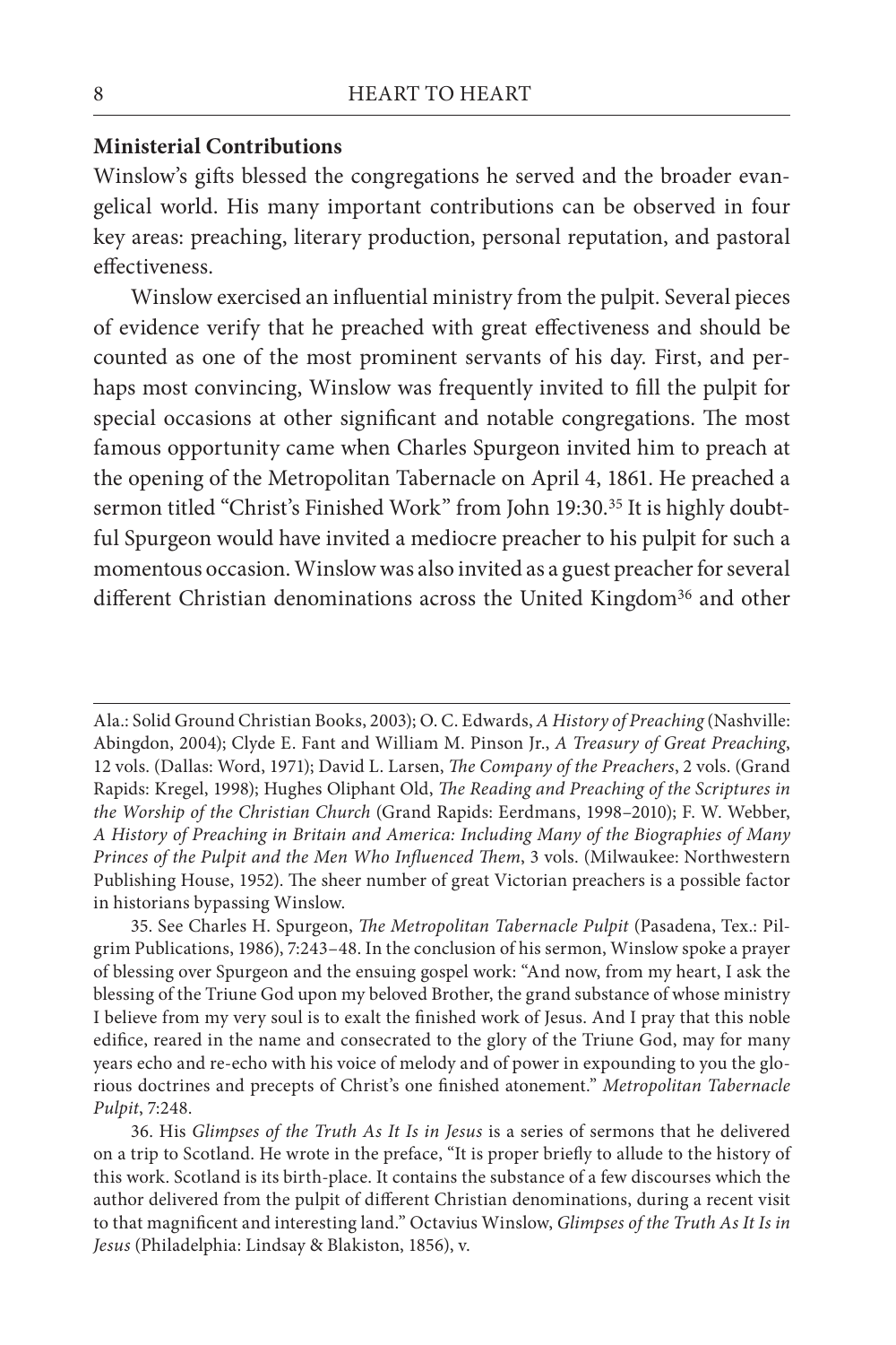**Ministerial Contributions**

Winslow's gifts blessed the congregations he served and the broader evangelical world. His many important contributions can be observed in four key areas: preaching, literary production, personal reputation, and pastoral effectiveness.

Winslow exercised an influential ministry from the pulpit. Several pieces of evidence verify that he preached with great effectiveness and should be counted as one of the most prominent servants of his day. First, and perhaps most convincing, Winslow was frequently invited to fill the pulpit for special occasions at other significant and notable congregations. The most famous opportunity came when Charles Spurgeon invited him to preach at the opening of the Metropolitan Tabernacle on April 4, 1861. He preached a sermon titled "Christ's Finished Work" from John 19:30.[35] It is highly doubtful Spurgeon would have invited a mediocre preacher to his pulpit for such a momentous occasion. Winslow was also invited as a guest preacher for several different Christian denominations across the United Kingdom[36] and other

---

Ala.: Solid Ground Christian Books, 2003); O. C. Edwards, *A History of Preaching* (Nashville: Abingdon, 2004); Clyde E. Fant and William M. Pinson Jr., *A Treasury of Great Preaching*, 12 vols. (Dallas: Word, 1971); David L. Larsen, *The Company of the Preachers*, 2 vols. (Grand Rapids: Kregel, 1998); Hughes Oliphant Old, *The Reading and Preaching of the Scriptures in the Worship of the Christian Church* (Grand Rapids: Eerdmans, 1998–2010); F. W. Webber, *A History of Preaching in Britain and America: Including Many of the Biographies of Many Princes of the Pulpit and the Men Who Influenced Them*, 3 vols. (Milwaukee: Northwestern Publishing House, 1952). The sheer number of great Victorian preachers is a possible factor in historians bypassing Winslow.

35. See Charles H. Spurgeon, *The Metropolitan Tabernacle Pulpit* (Pasadena, Tex.: Pilgrim Publications, 1986), 7:243–48. In the conclusion of his sermon, Winslow spoke a prayer of blessing over Spurgeon and the ensuing gospel work: "And now, from my heart, I ask the blessing of the Triune God upon my beloved Brother, the grand substance of whose ministry I believe from my very soul is to exalt the finished work of Jesus. And I pray that this noble edifice, reared in the name and consecrated to the glory of the Triune God, may for many years echo and re-echo with his voice of melody and of power in expounding to you the glorious doctrines and precepts of Christ's one finished atonement." *Metropolitan Tabernacle Pulpit*, 7:248.

36. His *Glimpses of the Truth As It Is in Jesus* is a series of sermons that he delivered on a trip to Scotland. He wrote in the preface, "It is proper briefly to allude to the history of this work. Scotland is its birth-place. It contains the substance of a few discourses which the author delivered from the pulpit of different Christian denominations, during a recent visit to that magnificent and interesting land." Octavius Winslow, *Glimpses of the Truth As It Is in Jesus* (Philadelphia: Lindsay & Blakiston, 1856), v.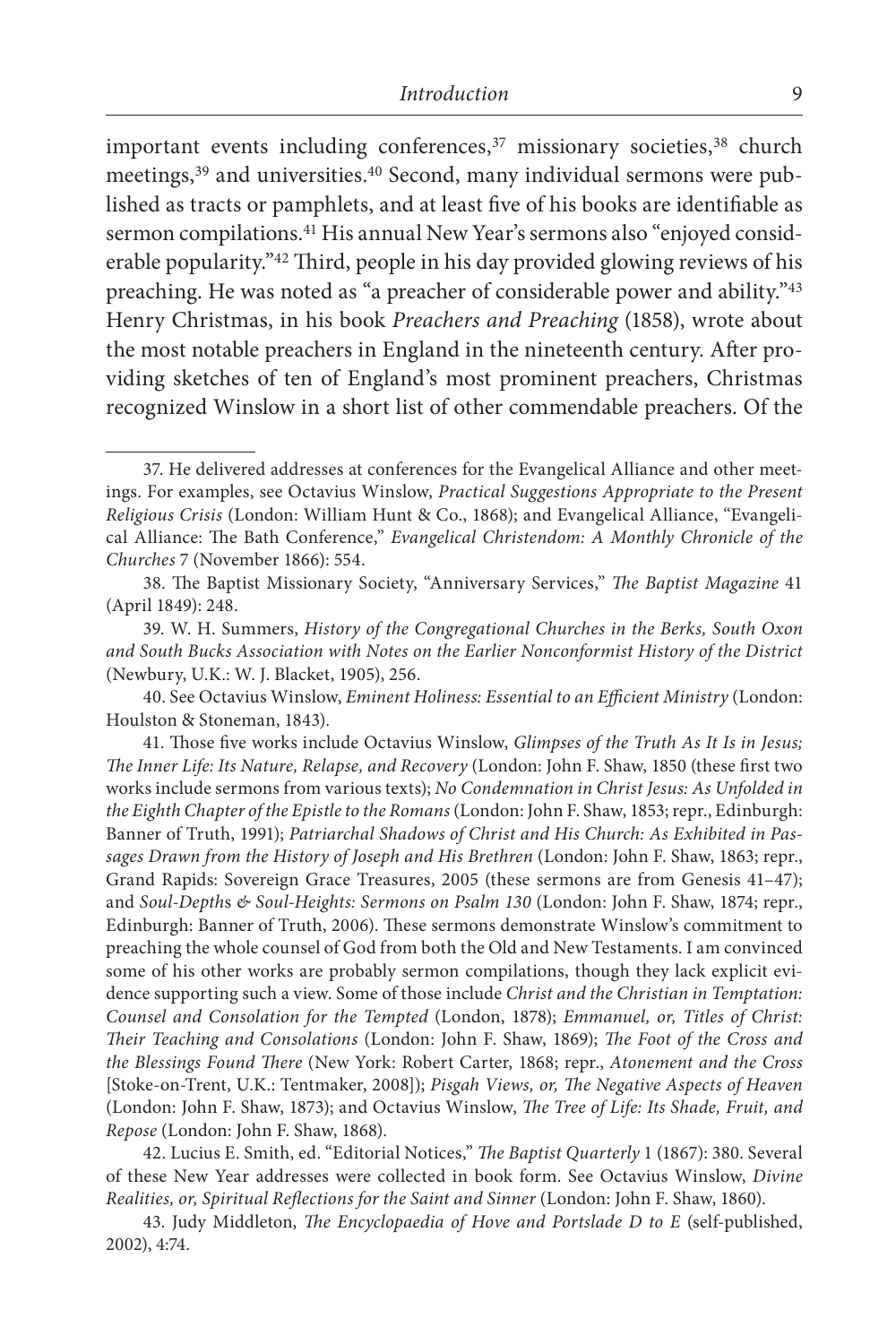important events including conferences,[37] missionary societies,[38] church meetings,[39] and universities.[40] Second, many individual sermons were published as tracts or pamphlets, and at least five of his books are identifiable as sermon compilations.[41] His annual New Year's sermons also "enjoyed considerable popularity."[42] Third, people in his day provided glowing reviews of his preaching. He was noted as "a preacher of considerable power and ability."[43] Henry Christmas, in his book *Preachers and Preaching* (1858), wrote about the most notable preachers in England in the nineteenth century. After providing sketches of ten of England's most prominent preachers, Christmas recognized Winslow in a short list of other commendable preachers. Of the

---

37. He delivered addresses at conferences for the Evangelical Alliance and other meetings. For examples, see Octavius Winslow, *Practical Suggestions Appropriate to the Present Religious Crisis* (London: William Hunt & Co., 1868); and Evangelical Alliance, "Evangelical Alliance: The Bath Conference," *Evangelical Christendom: A Monthly Chronicle of the Churches* 7 (November 1866): 554.

38. The Baptist Missionary Society, "Anniversary Services," *The Baptist Magazine* 41 (April 1849): 248.

39. W. H. Summers, *History of the Congregational Churches in the Berks, South Oxon and South Bucks Association with Notes on the Earlier Nonconformist History of the District* (Newbury, U.K.: W. J. Blacket, 1905), 256.

40. See Octavius Winslow, *Eminent Holiness: Essential to an Efficient Ministry* (London: Houlston & Stoneman, 1843).

41. Those five works include Octavius Winslow, *Glimpses of the Truth As It Is in Jesus; The Inner Life: Its Nature, Relapse, and Recovery* (London: John F. Shaw, 1850 (these first two works include sermons from various texts); *No Condemnation in Christ Jesus: As Unfolded in the Eighth Chapter of the Epistle to the Romans* (London: John F. Shaw, 1853; repr., Edinburgh: Banner of Truth, 1991); *Patriarchal Shadows of Christ and His Church: As Exhibited in Passages Drawn from the History of Joseph and His Brethren* (London: John F. Shaw, 1863; repr., Grand Rapids: Sovereign Grace Treasures, 2005 (these sermons are from Genesis 41–47); and *Soul-Depths & Soul-Heights: Sermons on Psalm 130* (London: John F. Shaw, 1874; repr., Edinburgh: Banner of Truth, 2006). These sermons demonstrate Winslow's commitment to preaching the whole counsel of God from both the Old and New Testaments. I am convinced some of his other works are probably sermon compilations, though they lack explicit evidence supporting such a view. Some of those include *Christ and the Christian in Temptation: Counsel and Consolation for the Tempted* (London, 1878); *Emmanuel, or, Titles of Christ: Their Teaching and Consolations* (London: John F. Shaw, 1869); *The Foot of the Cross and the Blessings Found There* (New York: Robert Carter, 1868; repr., *Atonement and the Cross* [Stoke-on-Trent, U.K.: Tentmaker, 2008]); *Pisgah Views, or, The Negative Aspects of Heaven* (London: John F. Shaw, 1873); and Octavius Winslow, *The Tree of Life: Its Shade, Fruit, and Repose* (London: John F. Shaw, 1868).

42. Lucius E. Smith, ed. "Editorial Notices," *The Baptist Quarterly* 1 (1867): 380. Several of these New Year addresses were collected in book form. See Octavius Winslow, *Divine Realities, or, Spiritual Reflections for the Saint and Sinner* (London: John F. Shaw, 1860).

43. Judy Middleton, *The Encyclopaedia of Hove and Portslade D to E* (self-published, 2002), 4:74.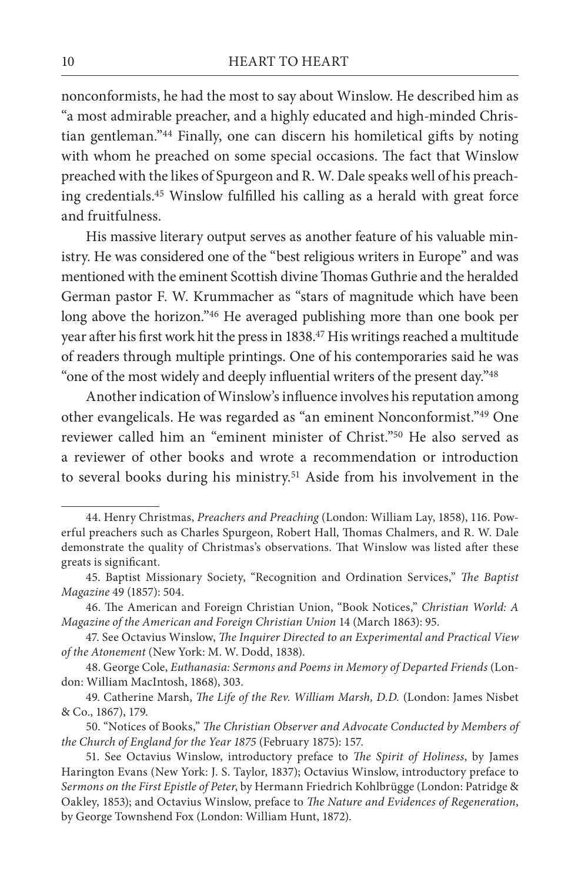nonconformists, he had the most to say about Winslow. He described him as "a most admirable preacher, and a highly educated and high-minded Christian gentleman."[44] Finally, one can discern his homiletical gifts by noting with whom he preached on some special occasions. The fact that Winslow preached with the likes of Spurgeon and R. W. Dale speaks well of his preaching credentials.[45] Winslow fulfilled his calling as a herald with great force and fruitfulness.

His massive literary output serves as another feature of his valuable ministry. He was considered one of the "best religious writers in Europe" and was mentioned with the eminent Scottish divine Thomas Guthrie and the heralded German pastor F. W. Krummacher as "stars of magnitude which have been long above the horizon."[46] He averaged publishing more than one book per year after his first work hit the press in 1838.[47] His writings reached a multitude of readers through multiple printings. One of his contemporaries said he was "one of the most widely and deeply influential writers of the present day."[48]

Another indication of Winslow's influence involves his reputation among other evangelicals. He was regarded as "an eminent Nonconformist."[49] One reviewer called him an "eminent minister of Christ."[50] He also served as a reviewer of other books and wrote a recommendation or introduction to several books during his ministry.[51] Aside from his involvement in the

---

44. Henry Christmas, *Preachers and Preaching* (London: William Lay, 1858), 116. Powerful preachers such as Charles Spurgeon, Robert Hall, Thomas Chalmers, and R. W. Dale demonstrate the quality of Christmas's observations. That Winslow was listed after these greats is significant.

45. Baptist Missionary Society, "Recognition and Ordination Services," *The Baptist Magazine* 49 (1857): 504.

46. The American and Foreign Christian Union, "Book Notices," *Christian World: A Magazine of the American and Foreign Christian Union* 14 (March 1863): 95.

47. See Octavius Winslow, *The Inquirer Directed to an Experimental and Practical View of the Atonement* (New York: M. W. Dodd, 1838).

48. George Cole, *Euthanasia: Sermons and Poems in Memory of Departed Friends* (London: William MacIntosh, 1868), 303.

49. Catherine Marsh, *The Life of the Rev. William Marsh, D.D.* (London: James Nisbet & Co., 1867), 179.

50. "Notices of Books," *The Christian Observer and Advocate Conducted by Members of the Church of England for the Year 1875* (February 1875): 157.

51. See Octavius Winslow, introductory preface to *The Spirit of Holiness*, by James Harington Evans (New York: J. S. Taylor, 1837); Octavius Winslow, introductory preface to *Sermons on the First Epistle of Peter*, by Hermann Friedrich Kohlbrügge (London: Patridge & Oakley, 1853); and Octavius Winslow, preface to *The Nature and Evidences of Regeneration*, by George Townshend Fox (London: William Hunt, 1872).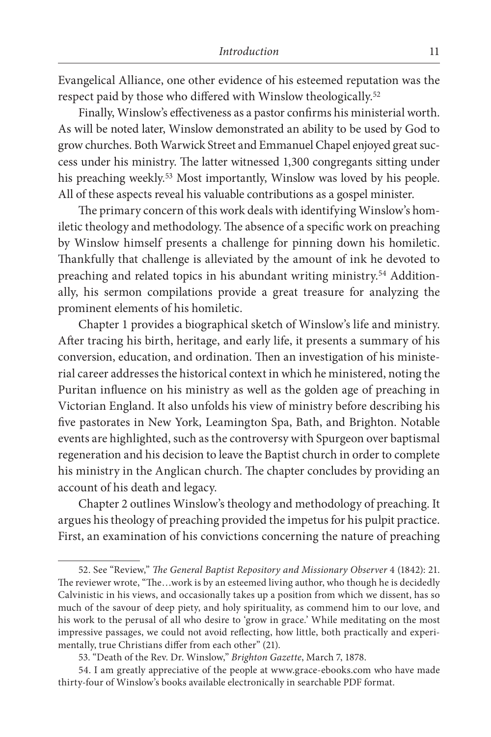Evangelical Alliance, one other evidence of his esteemed reputation was the respect paid by those who differed with Winslow theologically.[52]

Finally, Winslow's effectiveness as a pastor confirms his ministerial worth. As will be noted later, Winslow demonstrated an ability to be used by God to grow churches. Both Warwick Street and Emmanuel Chapel enjoyed great success under his ministry. The latter witnessed 1,300 congregants sitting under his preaching weekly.[53] Most importantly, Winslow was loved by his people. All of these aspects reveal his valuable contributions as a gospel minister.

The primary concern of this work deals with identifying Winslow's homiletic theology and methodology. The absence of a specific work on preaching by Winslow himself presents a challenge for pinning down his homiletic. Thankfully that challenge is alleviated by the amount of ink he devoted to preaching and related topics in his abundant writing ministry.[54] Additionally, his sermon compilations provide a great treasure for analyzing the prominent elements of his homiletic.

Chapter 1 provides a biographical sketch of Winslow's life and ministry. After tracing his birth, heritage, and early life, it presents a summary of his conversion, education, and ordination. Then an investigation of his ministerial career addresses the historical context in which he ministered, noting the Puritan influence on his ministry as well as the golden age of preaching in Victorian England. It also unfolds his view of ministry before describing his five pastorates in New York, Leamington Spa, Bath, and Brighton. Notable events are highlighted, such as the controversy with Spurgeon over baptismal regeneration and his decision to leave the Baptist church in order to complete his ministry in the Anglican church. The chapter concludes by providing an account of his death and legacy.

Chapter 2 outlines Winslow's theology and methodology of preaching. It argues his theology of preaching provided the impetus for his pulpit practice. First, an examination of his convictions concerning the nature of preaching

---

52. See "Review," *The General Baptist Repository and Missionary Observer* 4 (1842): 21. The reviewer wrote, "The…work is by an esteemed living author, who though he is decidedly Calvinistic in his views, and occasionally takes up a position from which we dissent, has so much of the savour of deep piety, and holy spirituality, as commend him to our love, and his work to the perusal of all who desire to 'grow in grace.' While meditating on the most impressive passages, we could not avoid reflecting, how little, both practically and experimentally, true Christians differ from each other" (21).

53. "Death of the Rev. Dr. Winslow," *Brighton Gazette*, March 7, 1878.

54. I am greatly appreciative of the people at www.grace-ebooks.com who have made thirty-four of Winslow's books available electronically in searchable PDF format.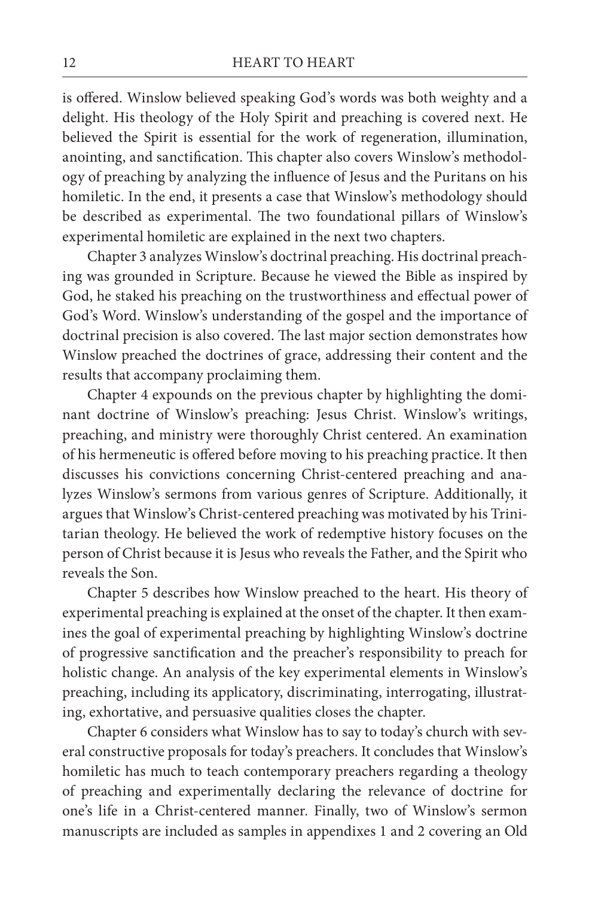is offered. Winslow believed speaking God's words was both weighty and a delight. His theology of the Holy Spirit and preaching is covered next. He believed the Spirit is essential for the work of regeneration, illumination, anointing, and sanctification. This chapter also covers Winslow's methodology of preaching by analyzing the influence of Jesus and the Puritans on his homiletic. In the end, it presents a case that Winslow's methodology should be described as experimental. The two foundational pillars of Winslow's experimental homiletic are explained in the next two chapters.

Chapter 3 analyzes Winslow's doctrinal preaching. His doctrinal preaching was grounded in Scripture. Because he viewed the Bible as inspired by God, he staked his preaching on the trustworthiness and effectual power of God's Word. Winslow's understanding of the gospel and the importance of doctrinal precision is also covered. The last major section demonstrates how Winslow preached the doctrines of grace, addressing their content and the results that accompany proclaiming them.

Chapter 4 expounds on the previous chapter by highlighting the dominant doctrine of Winslow's preaching: Jesus Christ. Winslow's writings, preaching, and ministry were thoroughly Christ centered. An examination of his hermeneutic is offered before moving to his preaching practice. It then discusses his convictions concerning Christ-centered preaching and analyzes Winslow's sermons from various genres of Scripture. Additionally, it argues that Winslow's Christ-centered preaching was motivated by his Trinitarian theology. He believed the work of redemptive history focuses on the person of Christ because it is Jesus who reveals the Father, and the Spirit who reveals the Son.

Chapter 5 describes how Winslow preached to the heart. His theory of experimental preaching is explained at the onset of the chapter. It then examines the goal of experimental preaching by highlighting Winslow's doctrine of progressive sanctification and the preacher's responsibility to preach for holistic change. An analysis of the key experimental elements in Winslow's preaching, including its applicatory, discriminating, interrogating, illustrating, exhortative, and persuasive qualities closes the chapter.

Chapter 6 considers what Winslow has to say to today's church with several constructive proposals for today's preachers. It concludes that Winslow's homiletic has much to teach contemporary preachers regarding a theology of preaching and experimentally declaring the relevance of doctrine for one's life in a Christ-centered manner. Finally, two of Winslow's sermon manuscripts are included as samples in appendixes 1 and 2 covering an Old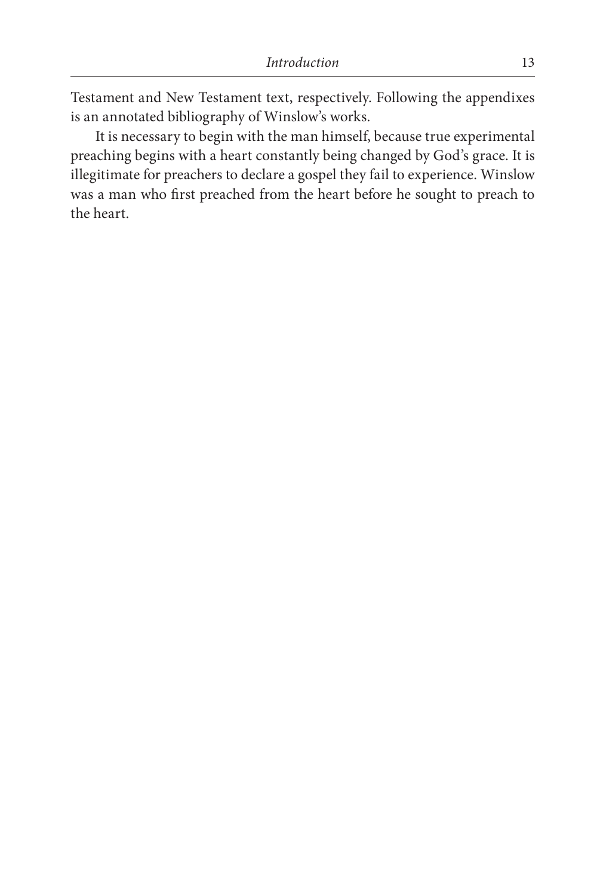Testament and New Testament text, respectively. Following the appendixes is an annotated bibliography of Winslow's works.

It is necessary to begin with the man himself, because true experimental preaching begins with a heart constantly being changed by God's grace. It is illegitimate for preachers to declare a gospel they fail to experience. Winslow was a man who first preached from the heart before he sought to preach to the heart.